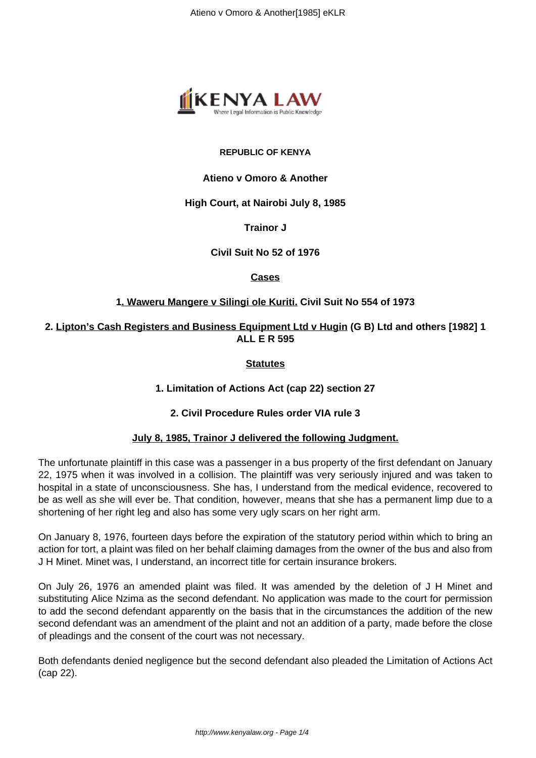**REPUBLIC OF KENYA**

**Atieno v Omoro & Another**

**High Court, at Nairobi July 8, 1985**

**Trainor J**

**Civil Suit No 52 of 1976**

**Cases**

**1. Waweru Mangere v Silingi ole Kuriti. Civil Suit No 554 of 1973**

**2. Lipton's Cash Registers and Business Equipment Ltd v Hugin (G B) Ltd and others [1982] 1 ALL E R 595**

**Statutes**

**1. Limitation of Actions Act (cap 22) section 27**

**2. Civil Procedure Rules order VIA rule 3**

**July 8, 1985, Trainor J delivered the following Judgment.**

The unfortunate plaintiff in this case was a passenger in a bus property of the first defendant on January 22, 1975 when it was involved in a collision. The plaintiff was very seriously injured and was taken to hospital in a state of unconsciousness. She has, I understand from the medical evidence, recovered to be as well as she will ever be. That condition, however, means that she has a permanent limp due to a shortening of her right leg and also has some very ugly scars on her right arm.

On January 8, 1976, fourteen days before the expiration of the statutory period within which to bring an action for tort, a plaint was filed on her behalf claiming damages from the owner of the bus and also from J H Minet. Minet was, I understand, an incorrect title for certain insurance brokers.

On July 26, 1976 an amended plaint was filed. It was amended by the deletion of J H Minet and substituting Alice Nzima as the second defendant. No application was made to the court for permission to add the second defendant apparently on the basis that in the circumstances the addition of the new second defendant was an amendment of the plaint and not an addition of a party, made before the close of pleadings and the consent of the court was not necessary.

Both defendants denied negligence but the second defendant also pleaded the Limitation of Actions Act (cap 22).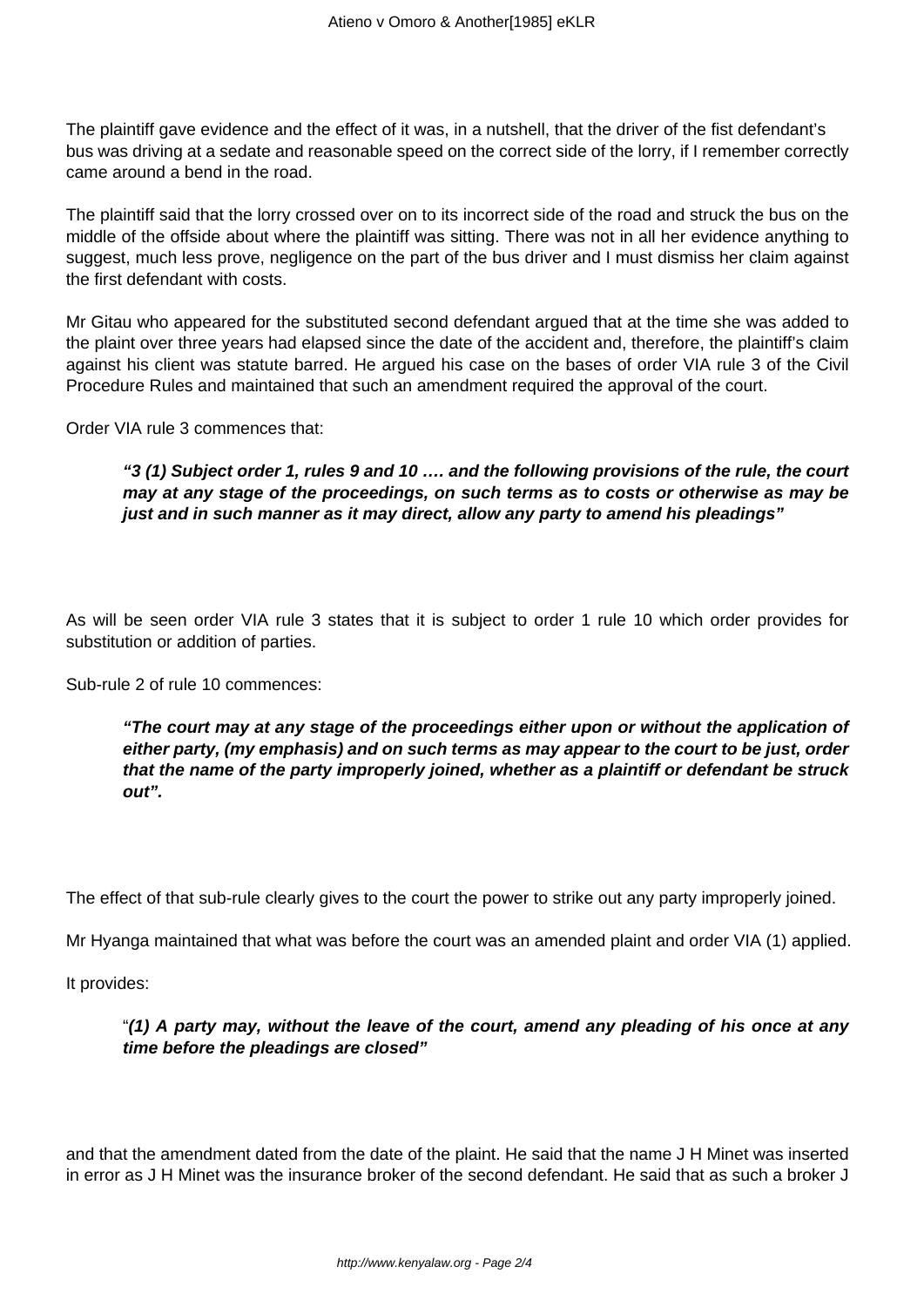The plaintiff gave evidence and the effect of it was, in a nutshell, that the driver of the fist defendant's bus was driving at a sedate and reasonable speed on the correct side of the lorry, if I remember correctly came around a bend in the road.

The plaintiff said that the lorry crossed over on to its incorrect side of the road and struck the bus on the middle of the offside about where the plaintiff was sitting. There was not in all her evidence anything to suggest, much less prove, negligence on the part of the bus driver and I must dismiss her claim against the first defendant with costs.

Mr Gitau who appeared for the substituted second defendant argued that at the time she was added to the plaint over three years had elapsed since the date of the accident and, therefore, the plaintiff's claim against his client was statute barred. He argued his case on the bases of order VIA rule 3 of the Civil Procedure Rules and maintained that such an amendment required the approval of the court.

Order VIA rule 3 commences that:

> ***"3 (1) Subject order 1, rules 9 and 10 …. and the following provisions of the rule, the court may at any stage of the proceedings, on such terms as to costs or otherwise as may be just and in such manner as it may direct, allow any party to amend his pleadings"***

As will be seen order VIA rule 3 states that it is subject to order 1 rule 10 which order provides for substitution or addition of parties.

Sub-rule 2 of rule 10 commences:

> ***"The court may at any stage of the proceedings either upon or without the application of either party, (my emphasis) and on such terms as may appear to the court to be just, order that the name of the party improperly joined, whether as a plaintiff or defendant be struck out".***

The effect of that sub-rule clearly gives to the court the power to strike out any party improperly joined.

Mr Hyanga maintained that what was before the court was an amended plaint and order VIA (1) applied.

It provides:

> "***(1) A party may, without the leave of the court, amend any pleading of his once at any time before the pleadings are closed"***

and that the amendment dated from the date of the plaint. He said that the name J H Minet was inserted in error as J H Minet was the insurance broker of the second defendant. He said that as such a broker J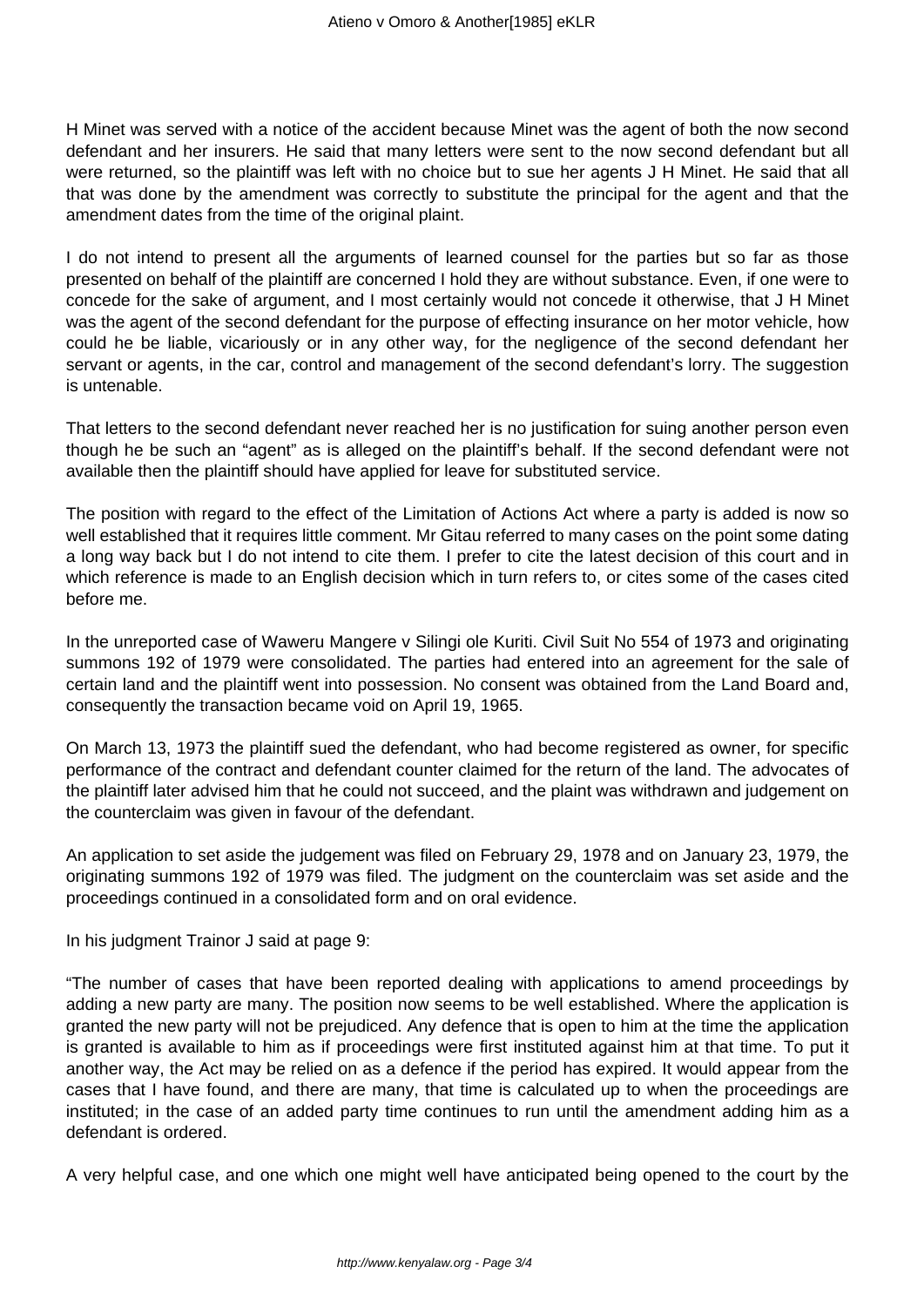H Minet was served with a notice of the accident because Minet was the agent of both the now second defendant and her insurers. He said that many letters were sent to the now second defendant but all were returned, so the plaintiff was left with no choice but to sue her agents J H Minet. He said that all that was done by the amendment was correctly to substitute the principal for the agent and that the amendment dates from the time of the original plaint.

I do not intend to present all the arguments of learned counsel for the parties but so far as those presented on behalf of the plaintiff are concerned I hold they are without substance. Even, if one were to concede for the sake of argument, and I most certainly would not concede it otherwise, that J H Minet was the agent of the second defendant for the purpose of effecting insurance on her motor vehicle, how could he be liable, vicariously or in any other way, for the negligence of the second defendant her servant or agents, in the car, control and management of the second defendant's lorry. The suggestion is untenable.

That letters to the second defendant never reached her is no justification for suing another person even though he be such an "agent" as is alleged on the plaintiff's behalf. If the second defendant were not available then the plaintiff should have applied for leave for substituted service.

The position with regard to the effect of the Limitation of Actions Act where a party is added is now so well established that it requires little comment. Mr Gitau referred to many cases on the point some dating a long way back but I do not intend to cite them. I prefer to cite the latest decision of this court and in which reference is made to an English decision which in turn refers to, or cites some of the cases cited before me.

In the unreported case of Waweru Mangere v Silingi ole Kuriti. Civil Suit No 554 of 1973 and originating summons 192 of 1979 were consolidated. The parties had entered into an agreement for the sale of certain land and the plaintiff went into possession. No consent was obtained from the Land Board and, consequently the transaction became void on April 19, 1965.

On March 13, 1973 the plaintiff sued the defendant, who had become registered as owner, for specific performance of the contract and defendant counter claimed for the return of the land. The advocates of the plaintiff later advised him that he could not succeed, and the plaint was withdrawn and judgement on the counterclaim was given in favour of the defendant.

An application to set aside the judgement was filed on February 29, 1978 and on January 23, 1979, the originating summons 192 of 1979 was filed. The judgment on the counterclaim was set aside and the proceedings continued in a consolidated form and on oral evidence.

In his judgment Trainor J said at page 9:

"The number of cases that have been reported dealing with applications to amend proceedings by adding a new party are many. The position now seems to be well established. Where the application is granted the new party will not be prejudiced. Any defence that is open to him at the time the application is granted is available to him as if proceedings were first instituted against him at that time. To put it another way, the Act may be relied on as a defence if the period has expired. It would appear from the cases that I have found, and there are many, that time is calculated up to when the proceedings are instituted; in the case of an added party time continues to run until the amendment adding him as a defendant is ordered.

A very helpful case, and one which one might well have anticipated being opened to the court by the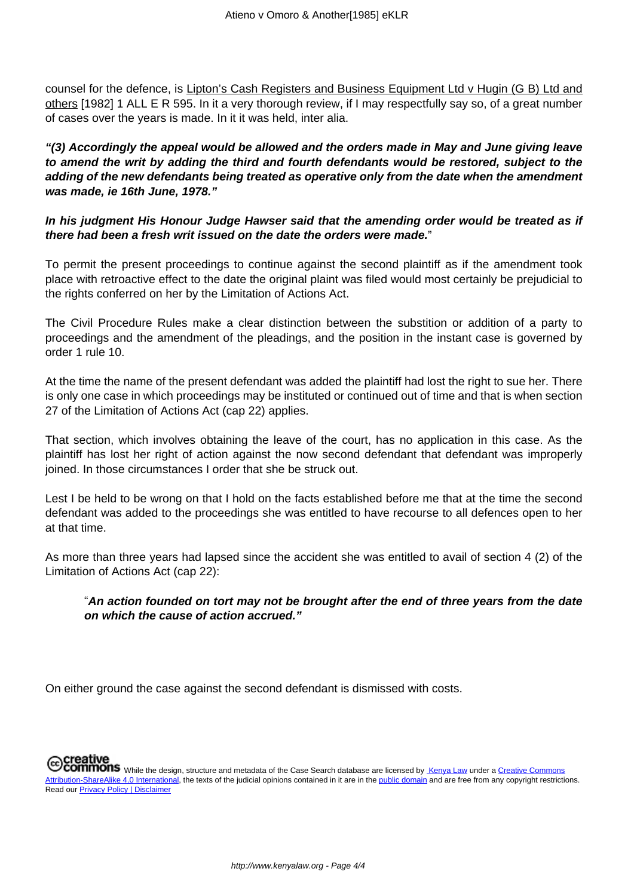counsel for the defence, is Lipton's Cash Registers and Business Equipment Ltd v Hugin (G B) Ltd and others [1982] 1 ALL E R 595. In it a very thorough review, if I may respectfully say so, of a great number of cases over the years is made. In it it was held, inter alia.

***"(3) Accordingly the appeal would be allowed and the orders made in May and June giving leave to amend the writ by adding the third and fourth defendants would be restored, subject to the adding of the new defendants being treated as operative only from the date when the amendment was made, ie 16th June, 1978."***

***In his judgment His Honour Judge Hawser said that the amending order would be treated as if there had been a fresh writ issued on the date the orders were made.***"

To permit the present proceedings to continue against the second plaintiff as if the amendment took place with retroactive effect to the date the original plaint was filed would most certainly be prejudicial to the rights conferred on her by the Limitation of Actions Act.

The Civil Procedure Rules make a clear distinction between the substition or addition of a party to proceedings and the amendment of the pleadings, and the position in the instant case is governed by order 1 rule 10.

At the time the name of the present defendant was added the plaintiff had lost the right to sue her. There is only one case in which proceedings may be instituted or continued out of time and that is when section 27 of the Limitation of Actions Act (cap 22) applies.

That section, which involves obtaining the leave of the court, has no application in this case. As the plaintiff has lost her right of action against the now second defendant that defendant was improperly joined. In those circumstances I order that she be struck out.

Lest I be held to be wrong on that I hold on the facts established before me that at the time the second defendant was added to the proceedings she was entitled to have recourse to all defences open to her at that time.

As more than three years had lapsed since the accident she was entitled to avail of section 4 (2) of the Limitation of Actions Act (cap 22):

> "***An action founded on tort may not be brought after the end of three years from the date on which the cause of action accrued."***

On either ground the case against the second defendant is dismissed with costs.

While the design, structure and metadata of the Case Search database are licensed by Kenya Law under a Creative Commons Attribution-ShareAlike 4.0 International, the texts of the judicial opinions contained in it are in the public domain and are free from any copyright restrictions. Read our Privacy Policy | Disclaimer